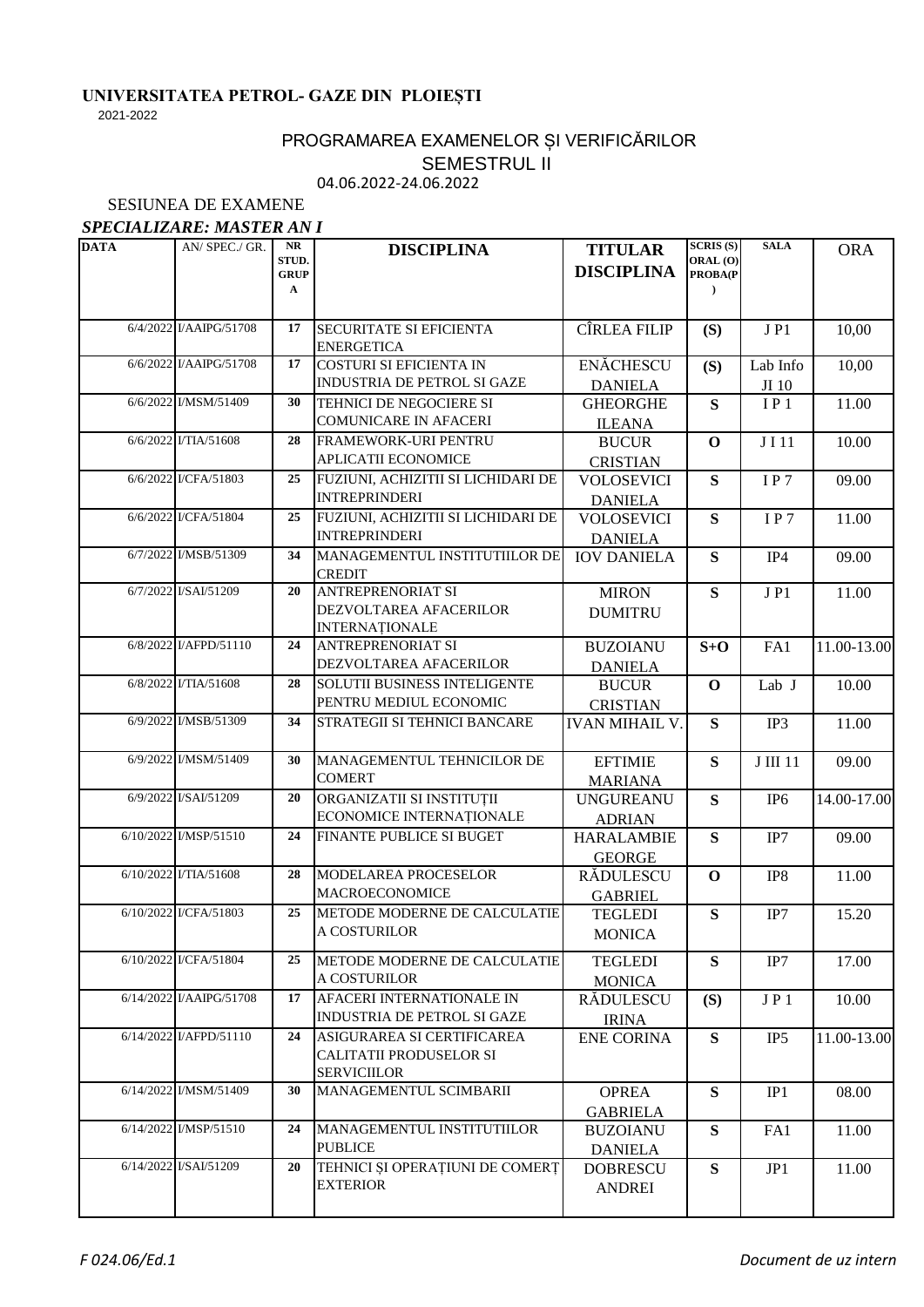**UNIVERSITATEA PETROL- GAZE DIN PLOIEȘTI**

2021-2022

## PROGRAMAREA EXAMENELOR ȘI VERIFICĂRILOR
## SEMESTRUL II

04.06.2022-24.06.2022

SESIUNEA DE EXAMENE

***SPECIALIZARE: MASTER AN I***

| DATA | AN/ SPEC./ GR. | NR STUD. GRUPA | DISCIPLINA | TITULAR DISCIPLINA | SCRIS (S) ORAL (O) PROBA(P) | SALA | ORA |
|---|---|---|---|---|---|---|---|
| 6/4/2022 | I/AAIPG/51708 | 17 | SECURITATE SI EFICIENTA ENERGETICA | CÎRLEA FILIP | (S) | J P1 | 10,00 |
| 6/6/2022 | I/AAIPG/51708 | 17 | COSTURI SI EFICIENTA IN INDUSTRIA DE PETROL SI GAZE | ENĂCHESCU DANIELA | (S) | Lab Info JI 10 | 10,00 |
| 6/6/2022 | I/MSM/51409 | 30 | TEHNICI DE NEGOCIERE SI COMUNICARE IN AFACERI | GHEORGHE ILEANA | S | I P 1 | 11.00 |
| 6/6/2022 | I/TIA/51608 | 28 | FRAMEWORK-URI PENTRU APLICATII ECONOMICE | BUCUR CRISTIAN | O | J I 11 | 10.00 |
| 6/6/2022 | I/CFA/51803 | 25 | FUZIUNI, ACHIZITII SI LICHIDARI DE INTREPRINDERI | VOLOSEVICI DANIELA | S | I P 7 | 09.00 |
| 6/6/2022 | I/CFA/51804 | 25 | FUZIUNI, ACHIZITII SI LICHIDARI DE INTREPRINDERI | VOLOSEVICI DANIELA | S | I P 7 | 11.00 |
| 6/7/2022 | I/MSB/51309 | 34 | MANAGEMENTUL INSTITUTIILOR DE CREDIT | IOV DANIELA | S | IP4 | 09.00 |
| 6/7/2022 | I/SAI/51209 | 20 | ANTREPRENORIAT SI DEZVOLTAREA AFACERILOR INTERNAȚIONALE | MIRON DUMITRU | S | J P1 | 11.00 |
| 6/8/2022 | I/AFPD/51110 | 24 | ANTREPRENORIAT SI DEZVOLTAREA AFACERILOR | BUZOIANU DANIELA | S+O | FA1 | 11.00-13.00 |
| 6/8/2022 | I/TIA/51608 | 28 | SOLUTII BUSINESS INTELIGENTE PENTRU MEDIUL ECONOMIC | BUCUR CRISTIAN | O | Lab J | 10.00 |
| 6/9/2022 | I/MSB/51309 | 34 | STRATEGII SI TEHNICI BANCARE | IVAN MIHAIL V. | S | IP3 | 11.00 |
| 6/9/2022 | I/MSM/51409 | 30 | MANAGEMENTUL TEHNICILOR DE COMERT | EFTIMIE MARIANA | S | J III 11 | 09.00 |
| 6/9/2022 | I/SAI/51209 | 20 | ORGANIZATII SI INSTITUȚII ECONOMICE INTERNAȚIONALE | UNGUREANU ADRIAN | S | IP6 | 14.00-17.00 |
| 6/10/2022 | I/MSP/51510 | 24 | FINANTE PUBLICE SI BUGET | HARALAMBIE GEORGE | S | IP7 | 09.00 |
| 6/10/2022 | I/TIA/51608 | 28 | MODELAREA PROCESELOR MACROECONOMICE | RĂDULESCU GABRIEL | O | IP8 | 11.00 |
| 6/10/2022 | I/CFA/51803 | 25 | METODE MODERNE DE CALCULATIE A COSTURILOR | TEGLEDI MONICA | S | IP7 | 15.20 |
| 6/10/2022 | I/CFA/51804 | 25 | METODE MODERNE DE CALCULATIE A COSTURILOR | TEGLEDI MONICA | S | IP7 | 17.00 |
| 6/14/2022 | I/AAIPG/51708 | 17 | AFACERI INTERNATIONALE IN INDUSTRIA DE PETROL SI GAZE | RĂDULESCU IRINA | (S) | J P 1 | 10.00 |
| 6/14/2022 | I/AFPD/51110 | 24 | ASIGURAREA SI CERTIFICAREA CALITATII PRODUSELOR SI SERVICIILOR | ENE CORINA | S | IP5 | 11.00-13.00 |
| 6/14/2022 | I/MSM/51409 | 30 | MANAGEMENTUL SCIMBARII | OPREA GABRIELA | S | IP1 | 08.00 |
| 6/14/2022 | I/MSP/51510 | 24 | MANAGEMENTUL INSTITUTIILOR PUBLICE | BUZOIANU DANIELA | S | FA1 | 11.00 |
| 6/14/2022 | I/SAI/51209 | 20 | TEHNICI ȘI OPERAȚIUNI DE COMERȚ EXTERIOR | DOBRESCU ANDREI | S | JP1 | 11.00 |

*F 024.06/Ed.1* *Document de uz intern*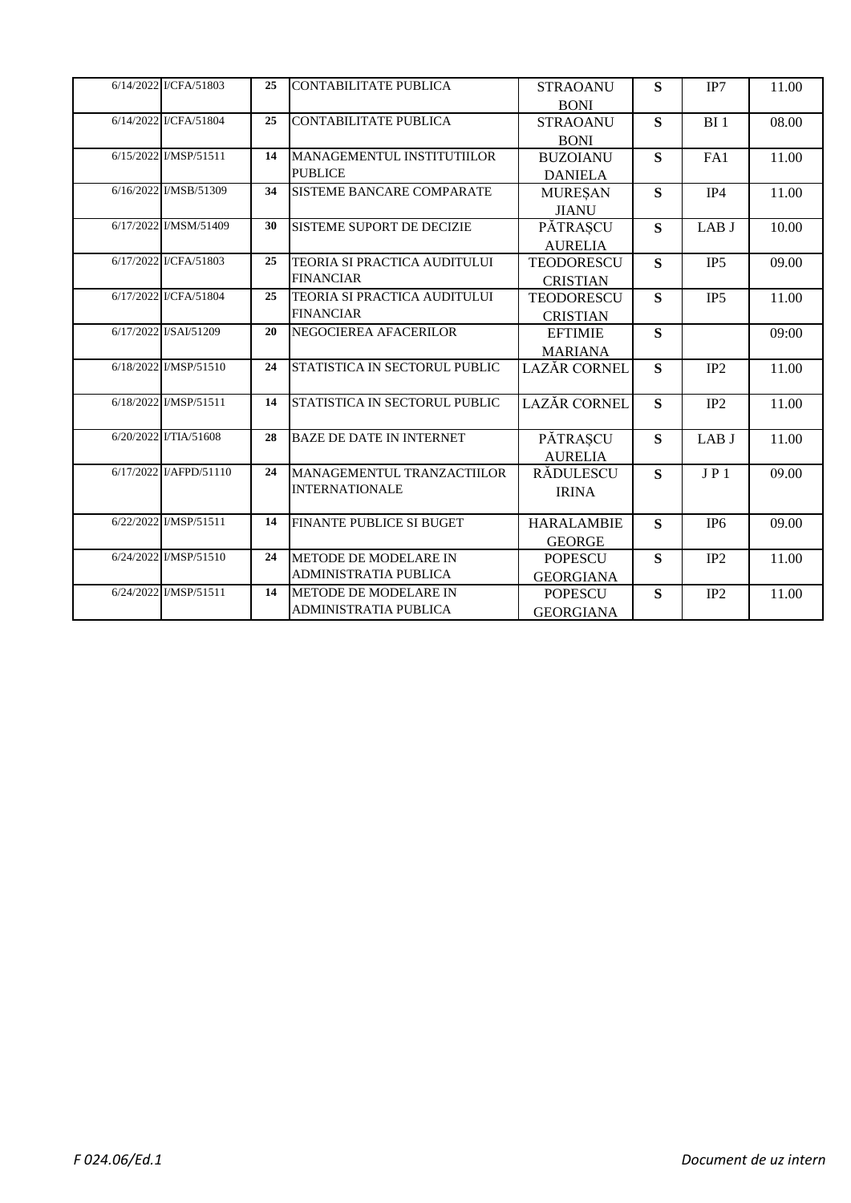| | | | | | | | |
|---|---|---|---|---|---|---|---|
| 6/14/2022 | I/CFA/51803 | 25 | CONTABILITATE PUBLICA | STRAOANU BONI | S | IP7 | 11.00 |
| 6/14/2022 | I/CFA/51804 | 25 | CONTABILITATE PUBLICA | STRAOANU BONI | S | BI 1 | 08.00 |
| 6/15/2022 | I/MSP/51511 | 14 | MANAGEMENTUL INSTITUTIILOR PUBLICE | BUZOIANU DANIELA | S | FA1 | 11.00 |
| 6/16/2022 | I/MSB/51309 | 34 | SISTEME BANCARE COMPARATE | MUREȘAN JIANU | S | IP4 | 11.00 |
| 6/17/2022 | I/MSM/51409 | 30 | SISTEME SUPORT DE DECIZIE | PĂTRAȘCU AURELIA | S | LAB J | 10.00 |
| 6/17/2022 | I/CFA/51803 | 25 | TEORIA SI PRACTICA AUDITULUI FINANCIAR | TEODORESCU CRISTIAN | S | IP5 | 09.00 |
| 6/17/2022 | I/CFA/51804 | 25 | TEORIA SI PRACTICA AUDITULUI FINANCIAR | TEODORESCU CRISTIAN | S | IP5 | 11.00 |
| 6/17/2022 | I/SAI/51209 | 20 | NEGOCIEREA AFACERILOR | EFTIMIE MARIANA | S | | 09:00 |
| 6/18/2022 | I/MSP/51510 | 24 | STATISTICA IN SECTORUL PUBLIC | LAZĂR CORNEL | S | IP2 | 11.00 |
| 6/18/2022 | I/MSP/51511 | 14 | STATISTICA IN SECTORUL PUBLIC | LAZĂR CORNEL | S | IP2 | 11.00 |
| 6/20/2022 | I/TIA/51608 | 28 | BAZE DE DATE IN INTERNET | PĂTRAȘCU AURELIA | S | LAB J | 11.00 |
| 6/17/2022 | I/AFPD/51110 | 24 | MANAGEMENTUL TRANZACTIILOR INTERNATIONALE | RĂDULESCU IRINA | S | J P 1 | 09.00 |
| 6/22/2022 | I/MSP/51511 | 14 | FINANTE PUBLICE SI BUGET | HARALAMBIE GEORGE | S | IP6 | 09.00 |
| 6/24/2022 | I/MSP/51510 | 24 | METODE DE MODELARE IN ADMINISTRATIA PUBLICA | POPESCU GEORGIANA | S | IP2 | 11.00 |
| 6/24/2022 | I/MSP/51511 | 14 | METODE DE MODELARE IN ADMINISTRATIA PUBLICA | POPESCU GEORGIANA | S | IP2 | 11.00 |

*F 024.06/Ed.1* *Document de uz intern*